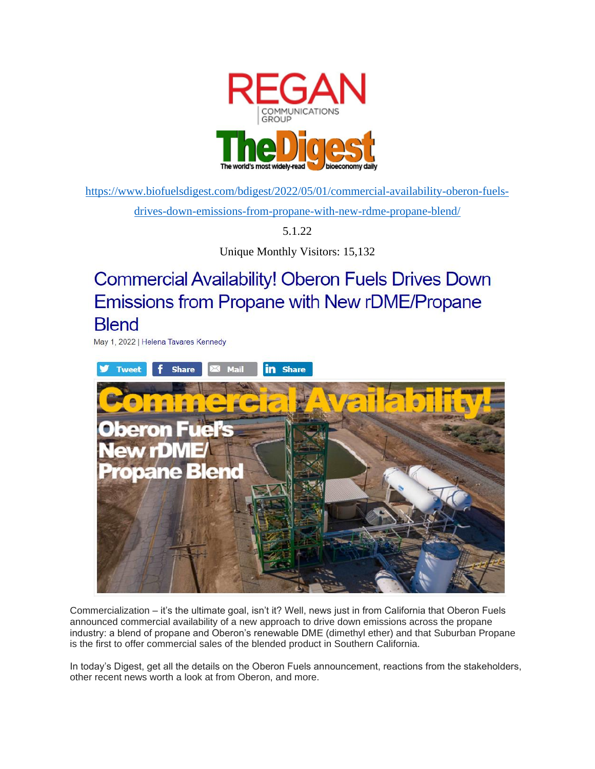https://www.biofuelsdigest.com/bdigest/2022/05/01/commercial-availability-oberon-fuels-drives-down-emissions-from-propane-with-new-rdme-propane-blend/

5.1.22

Unique Monthly Visitors: 15,132

# Commercial Availability! Oberon Fuels Drives Down Emissions from Propane with New rDME/Propane Blend

May 1, 2022 | Helena Tavares Kennedy

Commercialization – it's the ultimate goal, isn't it? Well, news just in from California that Oberon Fuels announced commercial availability of a new approach to drive down emissions across the propane industry: a blend of propane and Oberon's renewable DME (dimethyl ether) and that Suburban Propane is the first to offer commercial sales of the blended product in Southern California.

In today's Digest, get all the details on the Oberon Fuels announcement, reactions from the stakeholders, other recent news worth a look at from Oberon, and more.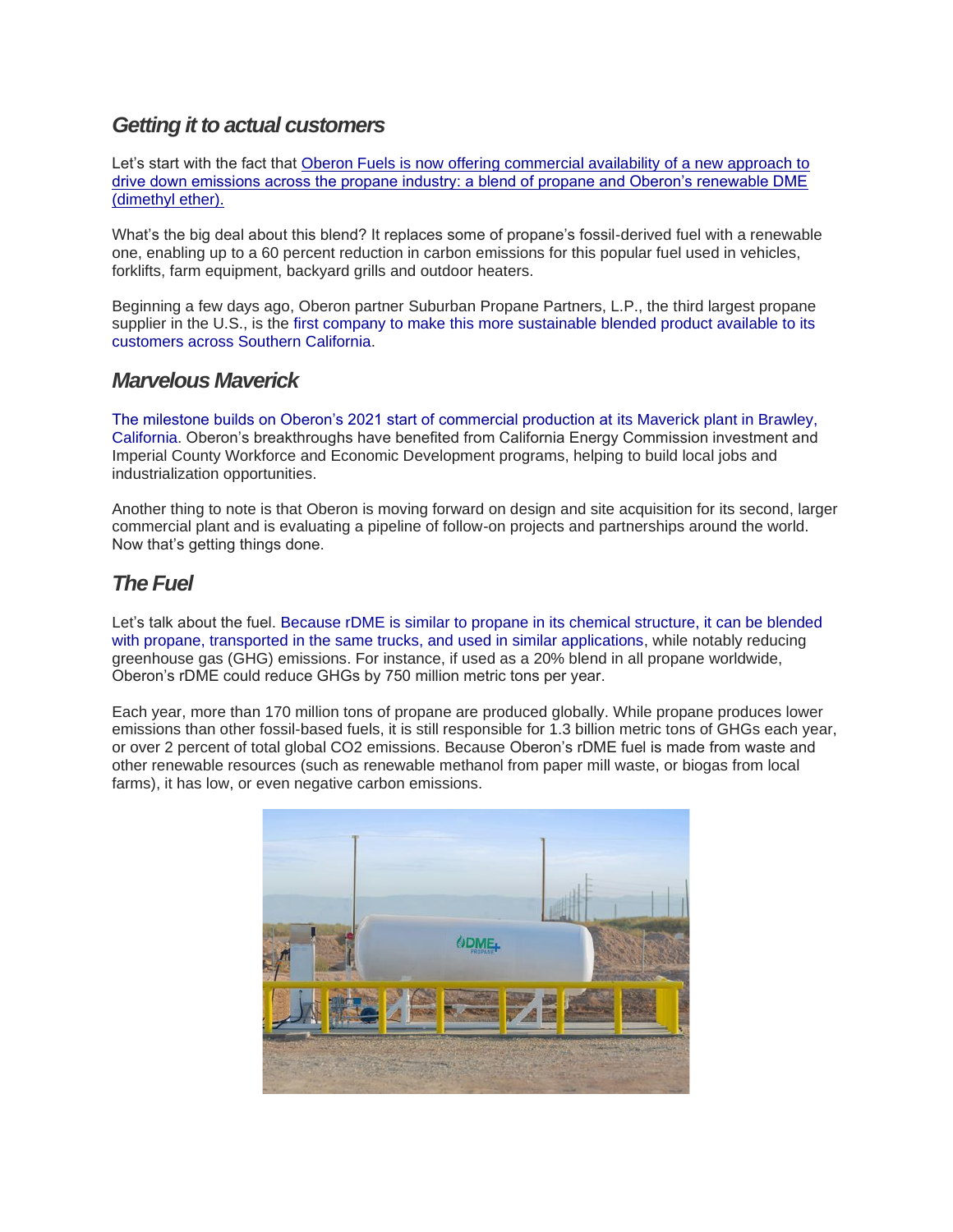### *Getting it to actual customers*

Let's start with the fact that Oberon Fuels is now offering commercial availability of a new approach to drive down emissions across the propane industry: a blend of propane and Oberon's renewable DME (dimethyl ether).

What's the big deal about this blend? It replaces some of propane's fossil-derived fuel with a renewable one, enabling up to a 60 percent reduction in carbon emissions for this popular fuel used in vehicles, forklifts, farm equipment, backyard grills and outdoor heaters.

Beginning a few days ago, Oberon partner Suburban Propane Partners, L.P., the third largest propane supplier in the U.S., is the first company to make this more sustainable blended product available to its customers across Southern California.

### *Marvelous Maverick*

The milestone builds on Oberon's 2021 start of commercial production at its Maverick plant in Brawley, California. Oberon's breakthroughs have benefited from California Energy Commission investment and Imperial County Workforce and Economic Development programs, helping to build local jobs and industrialization opportunities.

Another thing to note is that Oberon is moving forward on design and site acquisition for its second, larger commercial plant and is evaluating a pipeline of follow-on projects and partnerships around the world. Now that's getting things done.

### *The Fuel*

Let's talk about the fuel. Because rDME is similar to propane in its chemical structure, it can be blended with propane, transported in the same trucks, and used in similar applications, while notably reducing greenhouse gas (GHG) emissions. For instance, if used as a 20% blend in all propane worldwide, Oberon's rDME could reduce GHGs by 750 million metric tons per year.

Each year, more than 170 million tons of propane are produced globally. While propane produces lower emissions than other fossil-based fuels, it is still responsible for 1.3 billion metric tons of GHGs each year, or over 2 percent of total global $CO_2$ emissions. Because Oberon's rDME fuel is made from waste and other renewable resources (such as renewable methanol from paper mill waste, or biogas from local farms), it has low, or even negative carbon emissions.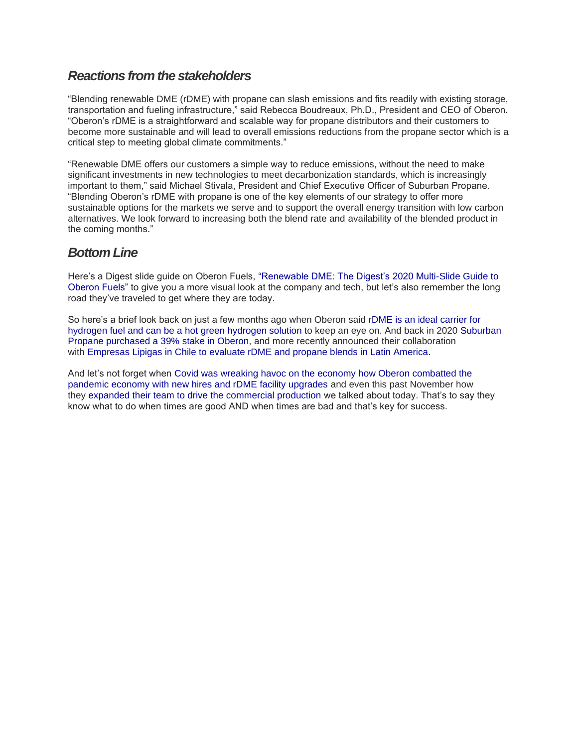## *Reactions from the stakeholders*

"Blending renewable DME (rDME) with propane can slash emissions and fits readily with existing storage, transportation and fueling infrastructure," said Rebecca Boudreaux, Ph.D., President and CEO of Oberon. "Oberon's rDME is a straightforward and scalable way for propane distributors and their customers to become more sustainable and will lead to overall emissions reductions from the propane sector which is a critical step to meeting global climate commitments."

"Renewable DME offers our customers a simple way to reduce emissions, without the need to make significant investments in new technologies to meet decarbonization standards, which is increasingly important to them," said Michael Stivala, President and Chief Executive Officer of Suburban Propane. "Blending Oberon's rDME with propane is one of the key elements of our strategy to offer more sustainable options for the markets we serve and to support the overall energy transition with low carbon alternatives. We look forward to increasing both the blend rate and availability of the blended product in the coming months."

## *Bottom Line*

Here's a Digest slide guide on Oberon Fuels, "Renewable DME: The Digest's 2020 Multi-Slide Guide to Oberon Fuels" to give you a more visual look at the company and tech, but let's also remember the long road they've traveled to get where they are today.

So here's a brief look back on just a few months ago when Oberon said rDME is an ideal carrier for hydrogen fuel and can be a hot green hydrogen solution to keep an eye on. And back in 2020 Suburban Propane purchased a 39% stake in Oberon, and more recently announced their collaboration with Empresas Lipigas in Chile to evaluate rDME and propane blends in Latin America.

And let's not forget when Covid was wreaking havoc on the economy how Oberon combatted the pandemic economy with new hires and rDME facility upgrades and even this past November how they expanded their team to drive the commercial production we talked about today. That's to say they know what to do when times are good AND when times are bad and that's key for success.